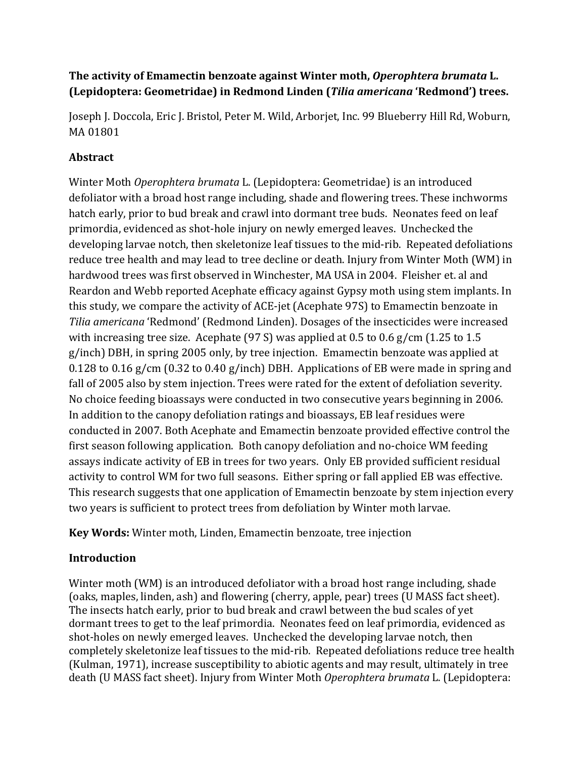**The activity of Emamectin benzoate against Winter moth, *Operophtera brumata* L. (Lepidoptera: Geometridae) in Redmond Linden (*Tilia americana* 'Redmond') trees.**

Joseph J. Doccola, Eric J. Bristol, Peter M. Wild, Arborjet, Inc. 99 Blueberry Hill Rd, Woburn, MA 01801

## Abstract

Winter Moth *Operophtera brumata* L. (Lepidoptera: Geometridae) is an introduced defoliator with a broad host range including, shade and flowering trees. These inchworms hatch early, prior to bud break and crawl into dormant tree buds. Neonates feed on leaf primordia, evidenced as shot-hole injury on newly emerged leaves. Unchecked the developing larvae notch, then skeletonize leaf tissues to the mid-rib. Repeated defoliations reduce tree health and may lead to tree decline or death. Injury from Winter Moth (WM) in hardwood trees was first observed in Winchester, MA USA in 2004. Fleisher et. al and Reardon and Webb reported Acephate efficacy against Gypsy moth using stem implants. In this study, we compare the activity of ACE-jet (Acephate 97S) to Emamectin benzoate in *Tilia americana* 'Redmond' (Redmond Linden). Dosages of the insecticides were increased with increasing tree size. Acephate (97 S) was applied at 0.5 to 0.6 g/cm (1.25 to 1.5 g/inch) DBH, in spring 2005 only, by tree injection. Emamectin benzoate was applied at 0.128 to 0.16 g/cm (0.32 to 0.40 g/inch) DBH. Applications of EB were made in spring and fall of 2005 also by stem injection. Trees were rated for the extent of defoliation severity. No choice feeding bioassays were conducted in two consecutive years beginning in 2006. In addition to the canopy defoliation ratings and bioassays, EB leaf residues were conducted in 2007. Both Acephate and Emamectin benzoate provided effective control the first season following application. Both canopy defoliation and no-choice WM feeding assays indicate activity of EB in trees for two years. Only EB provided sufficient residual activity to control WM for two full seasons. Either spring or fall applied EB was effective. This research suggests that one application of Emamectin benzoate by stem injection every two years is sufficient to protect trees from defoliation by Winter moth larvae.

**Key Words:** Winter moth, Linden, Emamectin benzoate, tree injection

## Introduction

Winter moth (WM) is an introduced defoliator with a broad host range including, shade (oaks, maples, linden, ash) and flowering (cherry, apple, pear) trees (U MASS fact sheet). The insects hatch early, prior to bud break and crawl between the bud scales of yet dormant trees to get to the leaf primordia. Neonates feed on leaf primordia, evidenced as shot-holes on newly emerged leaves. Unchecked the developing larvae notch, then completely skeletonize leaf tissues to the mid-rib. Repeated defoliations reduce tree health (Kulman, 1971), increase susceptibility to abiotic agents and may result, ultimately in tree death (U MASS fact sheet). Injury from Winter Moth *Operophtera brumata* L. (Lepidoptera: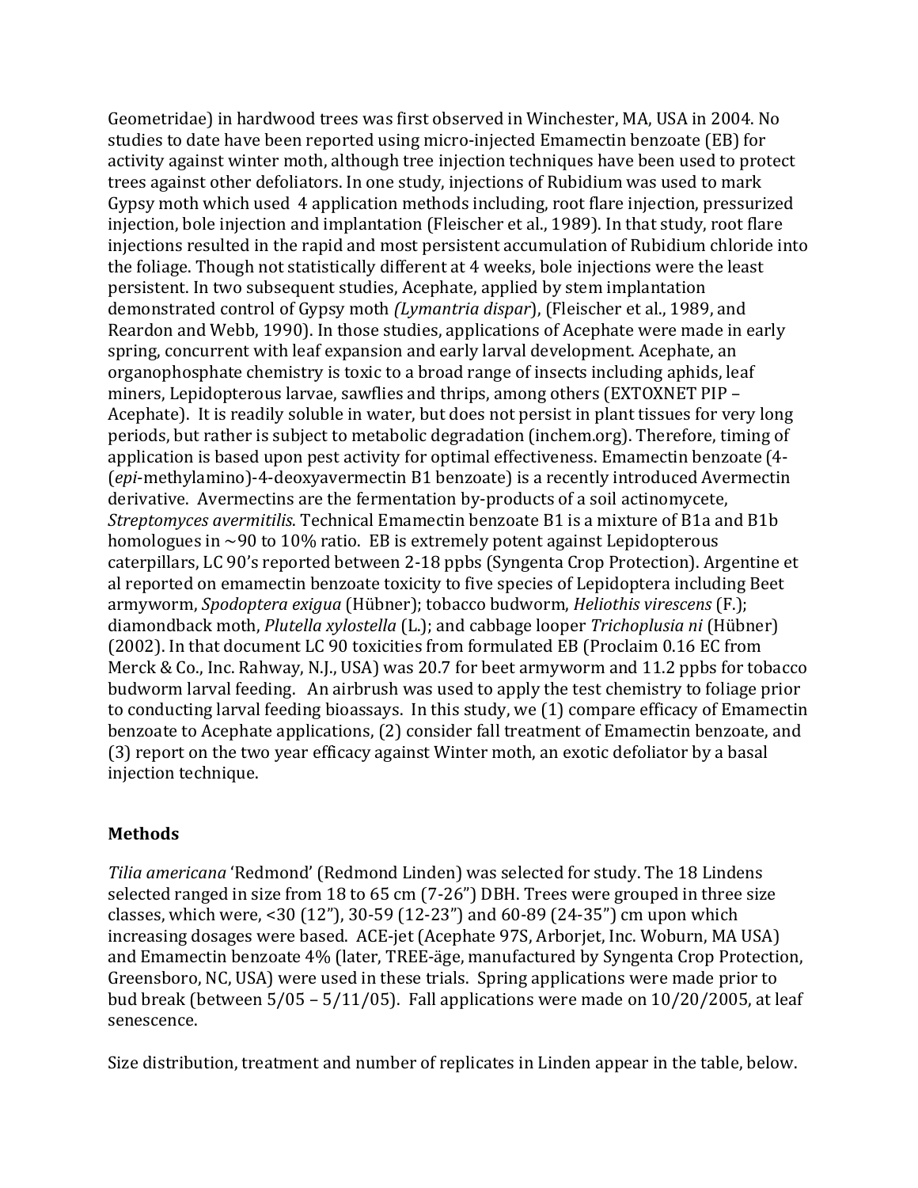Geometridae) in hardwood trees was first observed in Winchester, MA, USA in 2004. No studies to date have been reported using micro-injected Emamectin benzoate (EB) for activity against winter moth, although tree injection techniques have been used to protect trees against other defoliators. In one study, injections of Rubidium was used to mark Gypsy moth which used 4 application methods including, root flare injection, pressurized injection, bole injection and implantation (Fleischer et al., 1989). In that study, root flare injections resulted in the rapid and most persistent accumulation of Rubidium chloride into the foliage. Though not statistically different at 4 weeks, bole injections were the least persistent. In two subsequent studies, Acephate, applied by stem implantation demonstrated control of Gypsy moth *(Lymantria dispar*), (Fleischer et al., 1989, and Reardon and Webb, 1990). In those studies, applications of Acephate were made in early spring, concurrent with leaf expansion and early larval development. Acephate, an organophosphate chemistry is toxic to a broad range of insects including aphids, leaf miners, Lepidopterous larvae, sawflies and thrips, among others (EXTOXNET PIP – Acephate). It is readily soluble in water, but does not persist in plant tissues for very long periods, but rather is subject to metabolic degradation (inchem.org). Therefore, timing of application is based upon pest activity for optimal effectiveness. Emamectin benzoate (4-(*epi*-methylamino)-4-deoxyavermectin B1 benzoate) is a recently introduced Avermectin derivative. Avermectins are the fermentation by-products of a soil actinomycete, *Streptomyces avermitilis*. Technical Emamectin benzoate B1 is a mixture of B1a and B1b homologues in ~90 to 10% ratio. EB is extremely potent against Lepidopterous caterpillars, LC 90's reported between 2-18 ppbs (Syngenta Crop Protection). Argentine et al reported on emamectin benzoate toxicity to five species of Lepidoptera including Beet armyworm, *Spodoptera exigua* (Hübner); tobacco budworm, *Heliothis virescens* (F.); diamondback moth, *Plutella xylostella* (L.); and cabbage looper *Trichoplusia ni* (Hübner) (2002). In that document LC 90 toxicities from formulated EB (Proclaim 0.16 EC from Merck & Co., Inc. Rahway, N.J., USA) was 20.7 for beet armyworm and 11.2 ppbs for tobacco budworm larval feeding. An airbrush was used to apply the test chemistry to foliage prior to conducting larval feeding bioassays. In this study, we (1) compare efficacy of Emamectin benzoate to Acephate applications, (2) consider fall treatment of Emamectin benzoate, and (3) report on the two year efficacy against Winter moth, an exotic defoliator by a basal injection technique.

## Methods

*Tilia americana* 'Redmond' (Redmond Linden) was selected for study. The 18 Lindens selected ranged in size from 18 to 65 cm (7-26") DBH. Trees were grouped in three size classes, which were, <30 (12"), 30-59 (12-23") and 60-89 (24-35") cm upon which increasing dosages were based. ACE-jet (Acephate 97S, Arborjet, Inc. Woburn, MA USA) and Emamectin benzoate 4% (later, TREE-äge, manufactured by Syngenta Crop Protection, Greensboro, NC, USA) were used in these trials. Spring applications were made prior to bud break (between 5/05 – 5/11/05). Fall applications were made on 10/20/2005, at leaf senescence.

Size distribution, treatment and number of replicates in Linden appear in the table, below.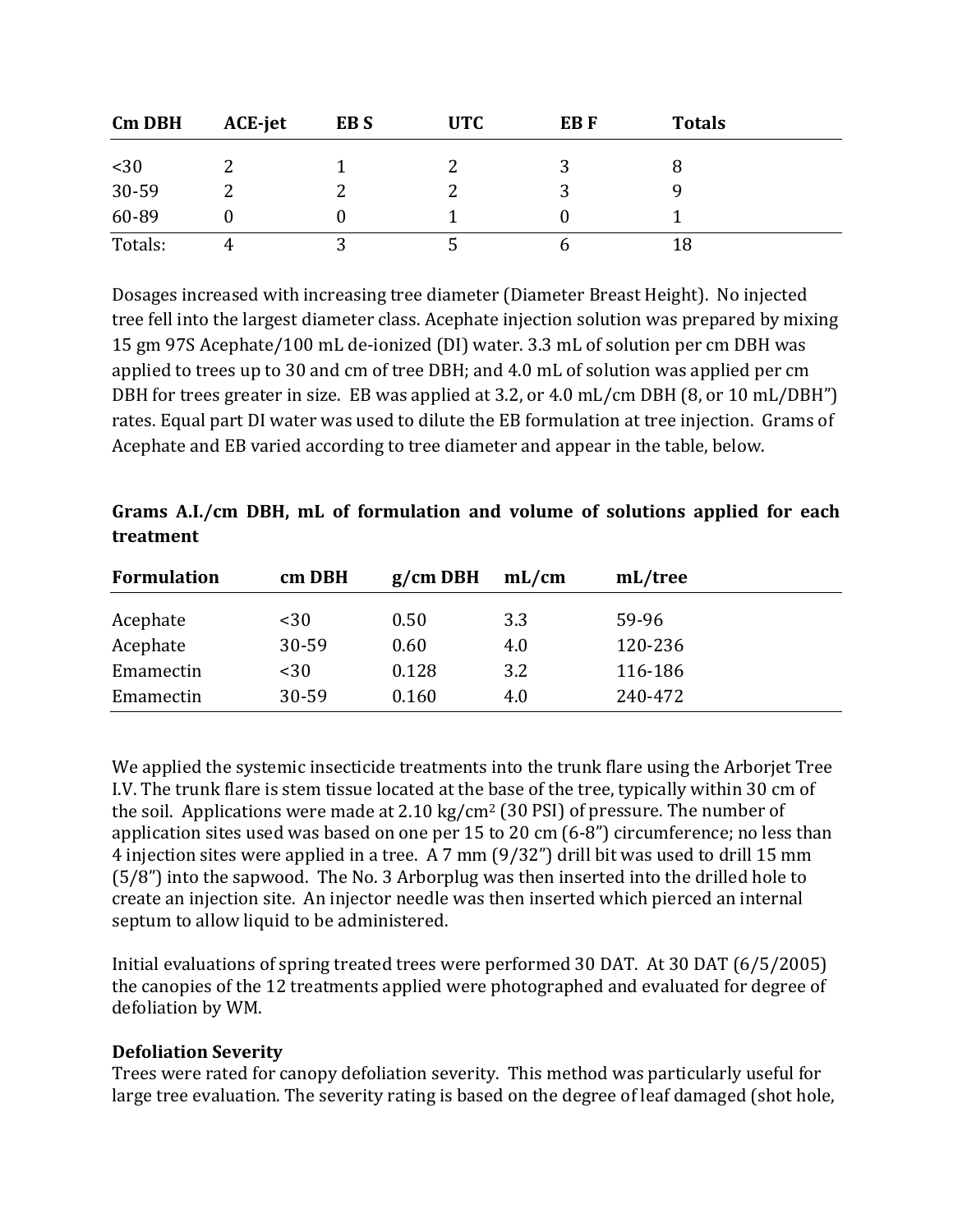| Cm DBH | ACE-jet | EB S | UTC | EB F | Totals |
|---|---|---|---|---|---|
| <30 | 2 | 1 | 2 | 3 | 8 |
| 30-59 | 2 | 2 | 2 | 3 | 9 |
| 60-89 | 0 | 0 | 1 | 0 | 1 |
| Totals: | 4 | 3 | 5 | 6 | 18 |

Dosages increased with increasing tree diameter (Diameter Breast Height). No injected tree fell into the largest diameter class. Acephate injection solution was prepared by mixing 15 gm 97S Acephate/100 mL de-ionized (DI) water. 3.3 mL of solution per cm DBH was applied to trees up to 30 and cm of tree DBH; and 4.0 mL of solution was applied per cm DBH for trees greater in size. EB was applied at 3.2, or 4.0 mL/cm DBH (8, or 10 mL/DBH") rates. Equal part DI water was used to dilute the EB formulation at tree injection. Grams of Acephate and EB varied according to tree diameter and appear in the table, below.

**Grams A.I./cm DBH, mL of formulation and volume of solutions applied for each treatment**

| Formulation | cm DBH | g/cm DBH | mL/cm | mL/tree |
|---|---|---|---|---|
| Acephate | <30 | 0.50 | 3.3 | 59-96 |
| Acephate | 30-59 | 0.60 | 4.0 | 120-236 |
| Emamectin | <30 | 0.128 | 3.2 | 116-186 |
| Emamectin | 30-59 | 0.160 | 4.0 | 240-472 |

We applied the systemic insecticide treatments into the trunk flare using the Arborjet Tree I.V. The trunk flare is stem tissue located at the base of the tree, typically within 30 cm of the soil. Applications were made at 2.10 kg/cm$^2$ (30 PSI) of pressure. The number of application sites used was based on one per 15 to 20 cm (6-8") circumference; no less than 4 injection sites were applied in a tree. A 7 mm (9/32") drill bit was used to drill 15 mm (5/8") into the sapwood. The No. 3 Arborplug was then inserted into the drilled hole to create an injection site. An injector needle was then inserted which pierced an internal septum to allow liquid to be administered.

Initial evaluations of spring treated trees were performed 30 DAT. At 30 DAT (6/5/2005) the canopies of the 12 treatments applied were photographed and evaluated for degree of defoliation by WM.

**Defoliation Severity**

Trees were rated for canopy defoliation severity. This method was particularly useful for large tree evaluation. The severity rating is based on the degree of leaf damaged (shot hole,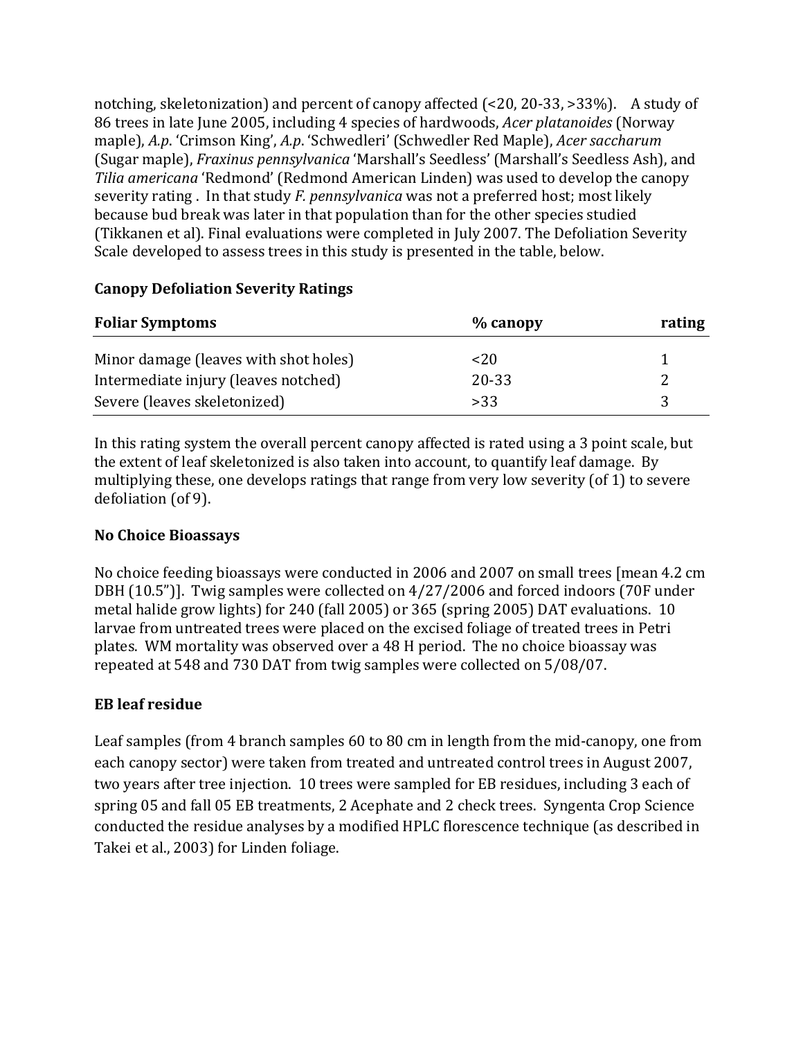notching, skeletonization) and percent of canopy affected (<20, 20-33, >33%). A study of 86 trees in late June 2005, including 4 species of hardwoods, *Acer platanoides* (Norway maple), *A.p.* 'Crimson King', *A.p.* 'Schwedleri' (Schwedler Red Maple), *Acer saccharum* (Sugar maple), *Fraxinus pennsylvanica* 'Marshall's Seedless' (Marshall's Seedless Ash), and *Tilia americana* 'Redmond' (Redmond American Linden) was used to develop the canopy severity rating . In that study *F. pennsylvanica* was not a preferred host; most likely because bud break was later in that population than for the other species studied (Tikkanen et al). Final evaluations were completed in July 2007. The Defoliation Severity Scale developed to assess trees in this study is presented in the table, below.

**Canopy Defoliation Severity Ratings**

| Foliar Symptoms | % canopy | rating |
|---|---|---|
| Minor damage (leaves with shot holes) | <20 | 1 |
| Intermediate injury (leaves notched) | 20-33 | 2 |
| Severe (leaves skeletonized) | >33 | 3 |

In this rating system the overall percent canopy affected is rated using a 3 point scale, but the extent of leaf skeletonized is also taken into account, to quantify leaf damage. By multiplying these, one develops ratings that range from very low severity (of 1) to severe defoliation (of 9).

**No Choice Bioassays**

No choice feeding bioassays were conducted in 2006 and 2007 on small trees [mean 4.2 cm DBH (10.5")]. Twig samples were collected on 4/27/2006 and forced indoors (70F under metal halide grow lights) for 240 (fall 2005) or 365 (spring 2005) DAT evaluations. 10 larvae from untreated trees were placed on the excised foliage of treated trees in Petri plates. WM mortality was observed over a 48 H period. The no choice bioassay was repeated at 548 and 730 DAT from twig samples were collected on 5/08/07.

**EB leaf residue**

Leaf samples (from 4 branch samples 60 to 80 cm in length from the mid-canopy, one from each canopy sector) were taken from treated and untreated control trees in August 2007, two years after tree injection. 10 trees were sampled for EB residues, including 3 each of spring 05 and fall 05 EB treatments, 2 Acephate and 2 check trees. Syngenta Crop Science conducted the residue analyses by a modified HPLC florescence technique (as described in Takei et al., 2003) for Linden foliage.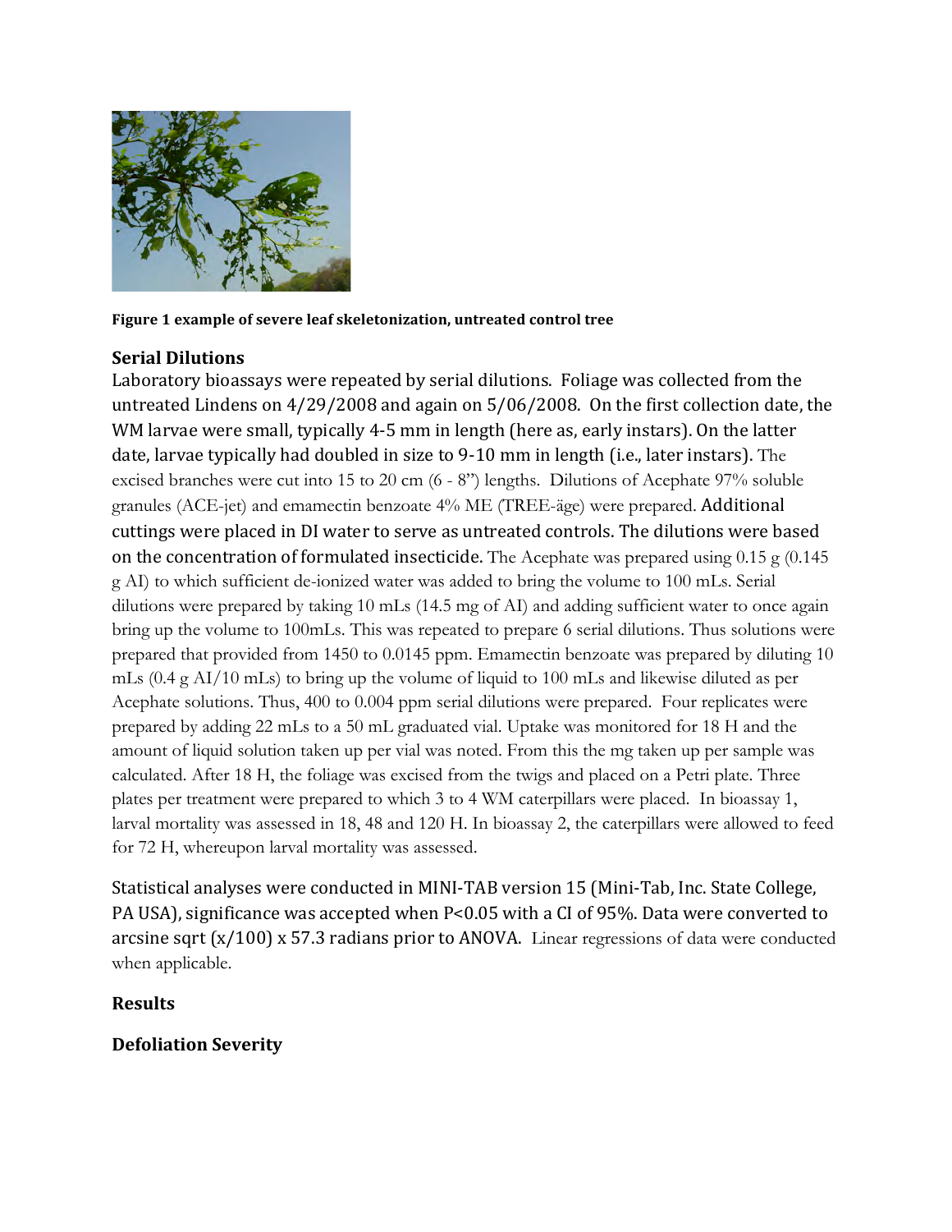**Figure 1 example of severe leaf skeletonization, untreated control tree**

### Serial Dilutions

Laboratory bioassays were repeated by serial dilutions. Foliage was collected from the untreated Lindens on 4/29/2008 and again on 5/06/2008. On the first collection date, the WM larvae were small, typically 4-5 mm in length (here as, early instars). On the latter date, larvae typically had doubled in size to 9-10 mm in length (i.e., later instars). The excised branches were cut into 15 to 20 cm (6 - 8") lengths. Dilutions of Acephate 97% soluble granules (ACE-jet) and emamectin benzoate 4% ME (TREE-äge) were prepared. Additional cuttings were placed in DI water to serve as untreated controls. The dilutions were based on the concentration of formulated insecticide. The Acephate was prepared using 0.15 g (0.145 g AI) to which sufficient de-ionized water was added to bring the volume to 100 mLs. Serial dilutions were prepared by taking 10 mLs (14.5 mg of AI) and adding sufficient water to once again bring up the volume to 100mLs. This was repeated to prepare 6 serial dilutions. Thus solutions were prepared that provided from 1450 to 0.0145 ppm. Emamectin benzoate was prepared by diluting 10 mLs (0.4 g AI/10 mLs) to bring up the volume of liquid to 100 mLs and likewise diluted as per Acephate solutions. Thus, 400 to 0.004 ppm serial dilutions were prepared. Four replicates were prepared by adding 22 mLs to a 50 mL graduated vial. Uptake was monitored for 18 H and the amount of liquid solution taken up per vial was noted. From this the mg taken up per sample was calculated. After 18 H, the foliage was excised from the twigs and placed on a Petri plate. Three plates per treatment were prepared to which 3 to 4 WM caterpillars were placed. In bioassay 1, larval mortality was assessed in 18, 48 and 120 H. In bioassay 2, the caterpillars were allowed to feed for 72 H, whereupon larval mortality was assessed.

Statistical analyses were conducted in MINI-TAB version 15 (Mini-Tab, Inc. State College, PA USA), significance was accepted when $P<0.05$ with a CI of 95%. Data were converted to arcsine sqrt $(x/100) \times 57.3$ radians prior to ANOVA. Linear regressions of data were conducted when applicable.

### Results

### Defoliation Severity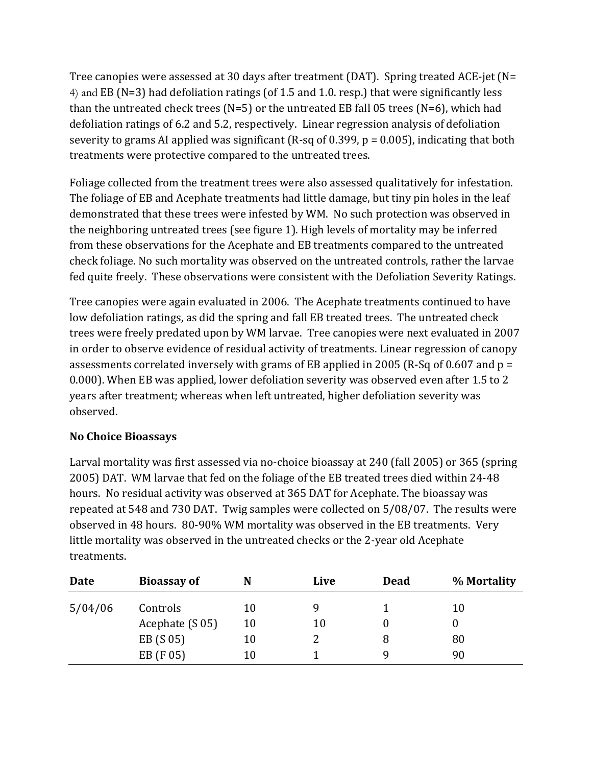Tree canopies were assessed at 30 days after treatment (DAT). Spring treated ACE-jet (N= 4) and EB (N=3) had defoliation ratings (of 1.5 and 1.0. resp.) that were significantly less than the untreated check trees (N=5) or the untreated EB fall 05 trees (N=6), which had defoliation ratings of 6.2 and 5.2, respectively. Linear regression analysis of defoliation severity to grams AI applied was significant (R-sq of 0.399, $p = 0.005$), indicating that both treatments were protective compared to the untreated trees.

Foliage collected from the treatment trees were also assessed qualitatively for infestation. The foliage of EB and Acephate treatments had little damage, but tiny pin holes in the leaf demonstrated that these trees were infested by WM. No such protection was observed in the neighboring untreated trees (see figure 1). High levels of mortality may be inferred from these observations for the Acephate and EB treatments compared to the untreated check foliage. No such mortality was observed on the untreated controls, rather the larvae fed quite freely. These observations were consistent with the Defoliation Severity Ratings.

Tree canopies were again evaluated in 2006. The Acephate treatments continued to have low defoliation ratings, as did the spring and fall EB treated trees. The untreated check trees were freely predated upon by WM larvae. Tree canopies were next evaluated in 2007 in order to observe evidence of residual activity of treatments. Linear regression of canopy assessments correlated inversely with grams of EB applied in 2005 (R-Sq of 0.607 and $p = 0.000$). When EB was applied, lower defoliation severity was observed even after 1.5 to 2 years after treatment; whereas when left untreated, higher defoliation severity was observed.

**No Choice Bioassays**

Larval mortality was first assessed via no-choice bioassay at 240 (fall 2005) or 365 (spring 2005) DAT. WM larvae that fed on the foliage of the EB treated trees died within 24-48 hours. No residual activity was observed at 365 DAT for Acephate. The bioassay was repeated at 548 and 730 DAT. Twig samples were collected on 5/08/07. The results were observed in 48 hours. 80-90% WM mortality was observed in the EB treatments. Very little mortality was observed in the untreated checks or the 2-year old Acephate treatments.

| Date | Bioassay of | N | Live | Dead | % Mortality |
|---|---|---|---|---|---|
| 5/04/06 | Controls | 10 | 9 | 1 | 10 |
| | Acephate (S 05) | 10 | 10 | 0 | 0 |
| | EB (S 05) | 10 | 2 | 8 | 80 |
| | EB (F 05) | 10 | 1 | 9 | 90 |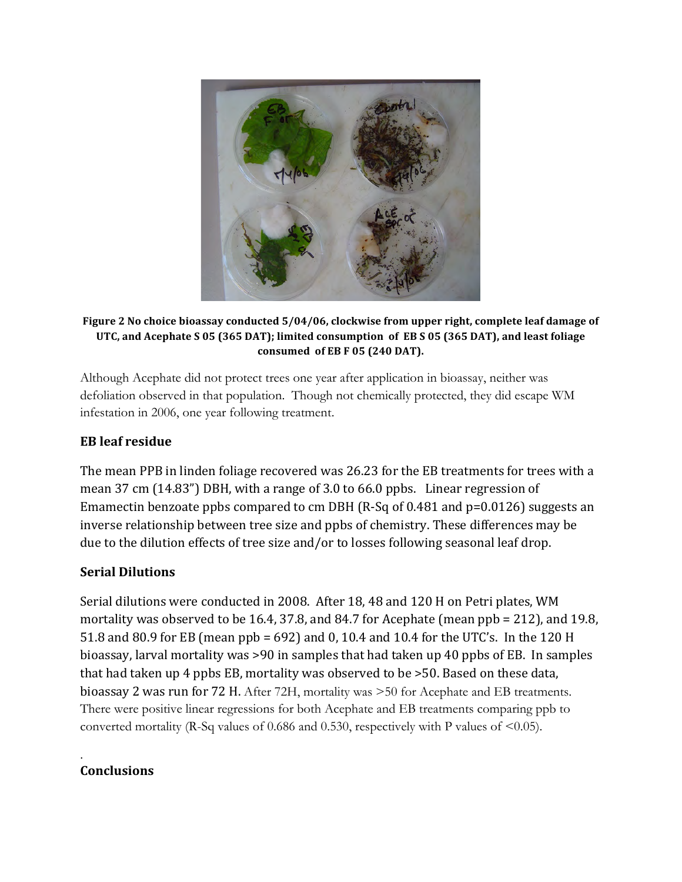**Figure 2 No choice bioassay conducted 5/04/06, clockwise from upper right, complete leaf damage of UTC, and Acephate S 05 (365 DAT); limited consumption of EB S 05 (365 DAT), and least foliage consumed of EB F 05 (240 DAT).**

Although Acephate did not protect trees one year after application in bioassay, neither was defoliation observed in that population. Though not chemically protected, they did escape WM infestation in 2006, one year following treatment.

### EB leaf residue

The mean PPB in linden foliage recovered was 26.23 for the EB treatments for trees with a mean 37 cm (14.83") DBH, with a range of 3.0 to 66.0 ppbs. Linear regression of Emamectin benzoate ppbs compared to cm DBH (R-Sq of 0.481 and p=0.0126) suggests an inverse relationship between tree size and ppbs of chemistry. These differences may be due to the dilution effects of tree size and/or to losses following seasonal leaf drop.

### Serial Dilutions

Serial dilutions were conducted in 2008. After 18, 48 and 120 H on Petri plates, WM mortality was observed to be 16.4, 37.8, and 84.7 for Acephate (mean ppb = 212), and 19.8, 51.8 and 80.9 for EB (mean ppb = 692) and 0, 10.4 and 10.4 for the UTC's. In the 120 H bioassay, larval mortality was >90 in samples that had taken up 40 ppbs of EB. In samples that had taken up 4 ppbs EB, mortality was observed to be >50. Based on these data, bioassay 2 was run for 72 H. After 72H, mortality was >50 for Acephate and EB treatments. There were positive linear regressions for both Acephate and EB treatments comparing ppb to converted mortality (R-Sq values of 0.686 and 0.530, respectively with P values of <0.05).

.

### Conclusions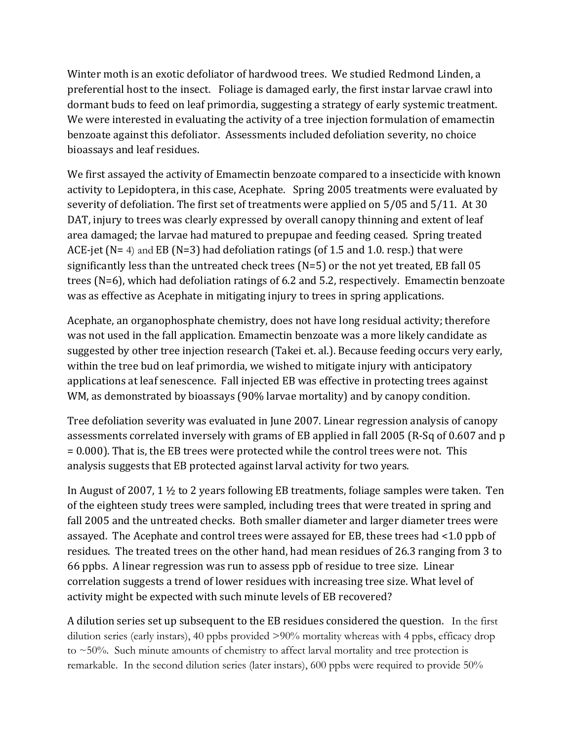Winter moth is an exotic defoliator of hardwood trees. We studied Redmond Linden, a preferential host to the insect. Foliage is damaged early, the first instar larvae crawl into dormant buds to feed on leaf primordia, suggesting a strategy of early systemic treatment. We were interested in evaluating the activity of a tree injection formulation of emamectin benzoate against this defoliator. Assessments included defoliation severity, no choice bioassays and leaf residues.

We first assayed the activity of Emamectin benzoate compared to a insecticide with known activity to Lepidoptera, in this case, Acephate. Spring 2005 treatments were evaluated by severity of defoliation. The first set of treatments were applied on 5/05 and 5/11. At 30 DAT, injury to trees was clearly expressed by overall canopy thinning and extent of leaf area damaged; the larvae had matured to prepupae and feeding ceased. Spring treated ACE-jet (N= 4) and EB (N=3) had defoliation ratings (of 1.5 and 1.0. resp.) that were significantly less than the untreated check trees (N=5) or the not yet treated, EB fall 05 trees (N=6), which had defoliation ratings of 6.2 and 5.2, respectively. Emamectin benzoate was as effective as Acephate in mitigating injury to trees in spring applications.

Acephate, an organophosphate chemistry, does not have long residual activity; therefore was not used in the fall application. Emamectin benzoate was a more likely candidate as suggested by other tree injection research (Takei et. al.). Because feeding occurs very early, within the tree bud on leaf primordia, we wished to mitigate injury with anticipatory applications at leaf senescence. Fall injected EB was effective in protecting trees against WM, as demonstrated by bioassays (90% larvae mortality) and by canopy condition.

Tree defoliation severity was evaluated in June 2007. Linear regression analysis of canopy assessments correlated inversely with grams of EB applied in fall 2005 (R-Sq of 0.607 and $p = 0.000$). That is, the EB trees were protected while the control trees were not. This analysis suggests that EB protected against larval activity for two years.

In August of 2007, 1 ½ to 2 years following EB treatments, foliage samples were taken. Ten of the eighteen study trees were sampled, including trees that were treated in spring and fall 2005 and the untreated checks. Both smaller diameter and larger diameter trees were assayed. The Acephate and control trees were assayed for EB, these trees had <1.0 ppb of residues. The treated trees on the other hand, had mean residues of 26.3 ranging from 3 to 66 ppbs. A linear regression was run to assess ppb of residue to tree size. Linear correlation suggests a trend of lower residues with increasing tree size. What level of activity might be expected with such minute levels of EB recovered?

A dilution series set up subsequent to the EB residues considered the question. In the first dilution series (early instars), 40 ppbs provided >90% mortality whereas with 4 ppbs, efficacy drop to ~50%. Such minute amounts of chemistry to affect larval mortality and tree protection is remarkable. In the second dilution series (later instars), 600 ppbs were required to provide 50%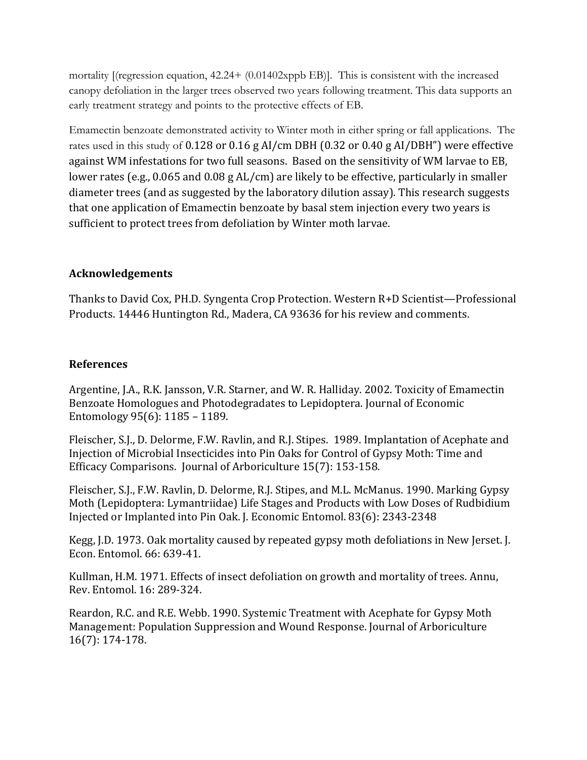mortality [(regression equation, 42.24+ (0.01402xppb EB)]. This is consistent with the increased canopy defoliation in the larger trees observed two years following treatment. This data supports an early treatment strategy and points to the protective effects of EB.

Emamectin benzoate demonstrated activity to Winter moth in either spring or fall applications. The rates used in this study of 0.128 or 0.16 g AI/cm DBH (0.32 or 0.40 g AI/DBH") were effective against WM infestations for two full seasons. Based on the sensitivity of WM larvae to EB, lower rates (e.g., 0.065 and 0.08 g AL/cm) are likely to be effective, particularly in smaller diameter trees (and as suggested by the laboratory dilution assay). This research suggests that one application of Emamectin benzoate by basal stem injection every two years is sufficient to protect trees from defoliation by Winter moth larvae.

### Acknowledgements

Thanks to David Cox, PH.D. Syngenta Crop Protection. Western R+D Scientist—Professional Products. 14446 Huntington Rd., Madera, CA 93636 for his review and comments.

### References

Argentine, J.A., R.K. Jansson, V.R. Starner, and W. R. Halliday. 2002. Toxicity of Emamectin Benzoate Homologues and Photodegradates to Lepidoptera. Journal of Economic Entomology 95(6): 1185 – 1189.

Fleischer, S.J., D. Delorme, F.W. Ravlin, and R.J. Stipes. 1989. Implantation of Acephate and Injection of Microbial Insecticides into Pin Oaks for Control of Gypsy Moth: Time and Efficacy Comparisons. Journal of Arboriculture 15(7): 153-158.

Fleischer, S.J., F.W. Ravlin, D. Delorme, R.J. Stipes, and M.L. McManus. 1990. Marking Gypsy Moth (Lepidoptera: Lymantriidae) Life Stages and Products with Low Doses of Rudbidium Injected or Implanted into Pin Oak. J. Economic Entomol. 83(6): 2343-2348

Kegg, J.D. 1973. Oak mortality caused by repeated gypsy moth defoliations in New Jerset. J. Econ. Entomol. 66: 639-41.

Kullman, H.M. 1971. Effects of insect defoliation on growth and mortality of trees. Annu, Rev. Entomol. 16: 289-324.

Reardon, R.C. and R.E. Webb. 1990. Systemic Treatment with Acephate for Gypsy Moth Management: Population Suppression and Wound Response. Journal of Arboriculture 16(7): 174-178.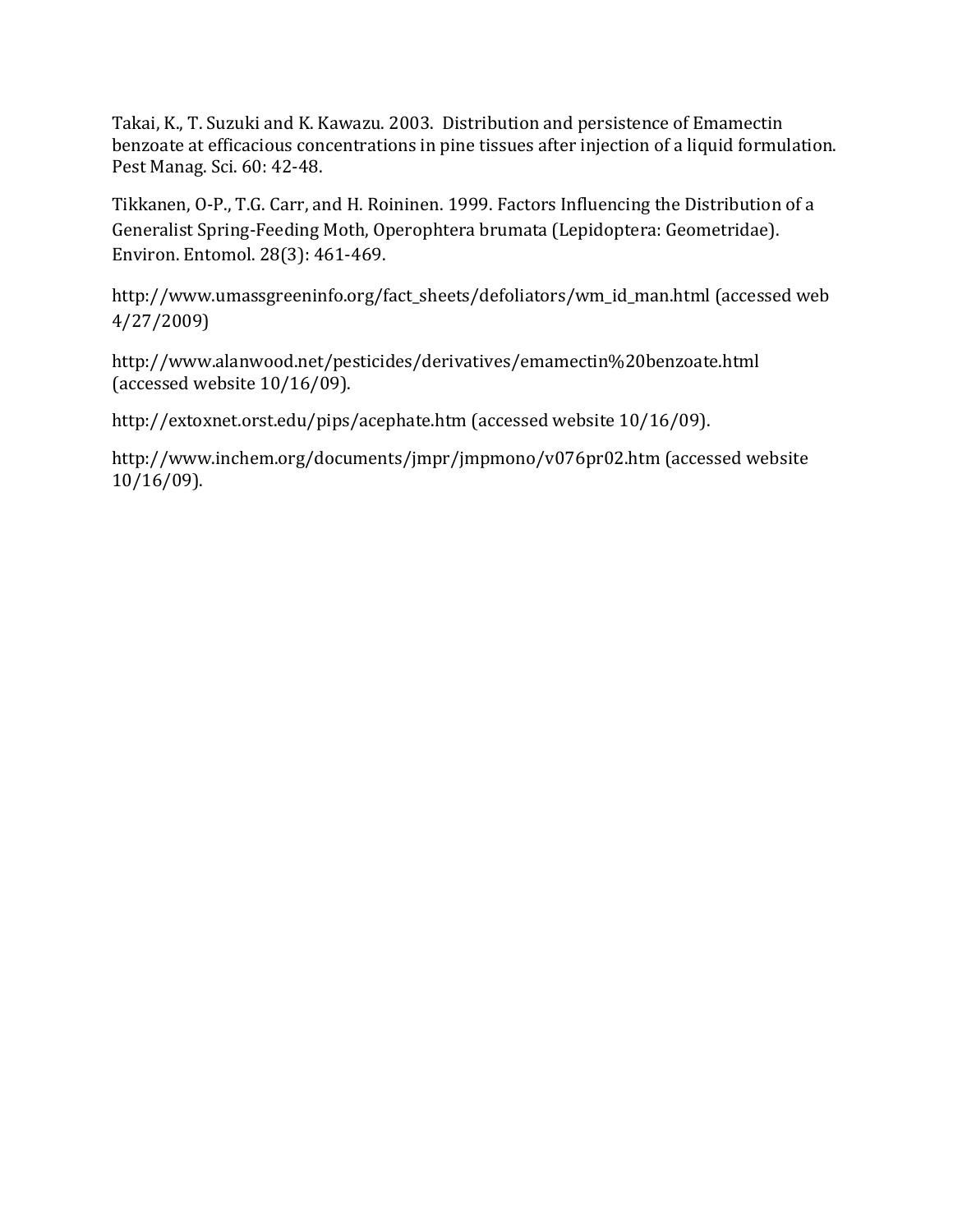Takai, K., T. Suzuki and K. Kawazu. 2003. Distribution and persistence of Emamectin benzoate at efficacious concentrations in pine tissues after injection of a liquid formulation. Pest Manag. Sci. 60: 42-48.

Tikkanen, O-P., T.G. Carr, and H. Roininen. 1999. Factors Influencing the Distribution of a Generalist Spring-Feeding Moth, Operophtera brumata (Lepidoptera: Geometridae). Environ. Entomol. 28(3): 461-469.

http://www.umassgreeninfo.org/fact_sheets/defoliators/wm_id_man.html (accessed web 4/27/2009)

http://www.alanwood.net/pesticides/derivatives/emamectin%20benzoate.html (accessed website 10/16/09).

http://extoxnet.orst.edu/pips/acephate.htm (accessed website 10/16/09).

http://www.inchem.org/documents/jmpr/jmpmono/v076pr02.htm (accessed website 10/16/09).